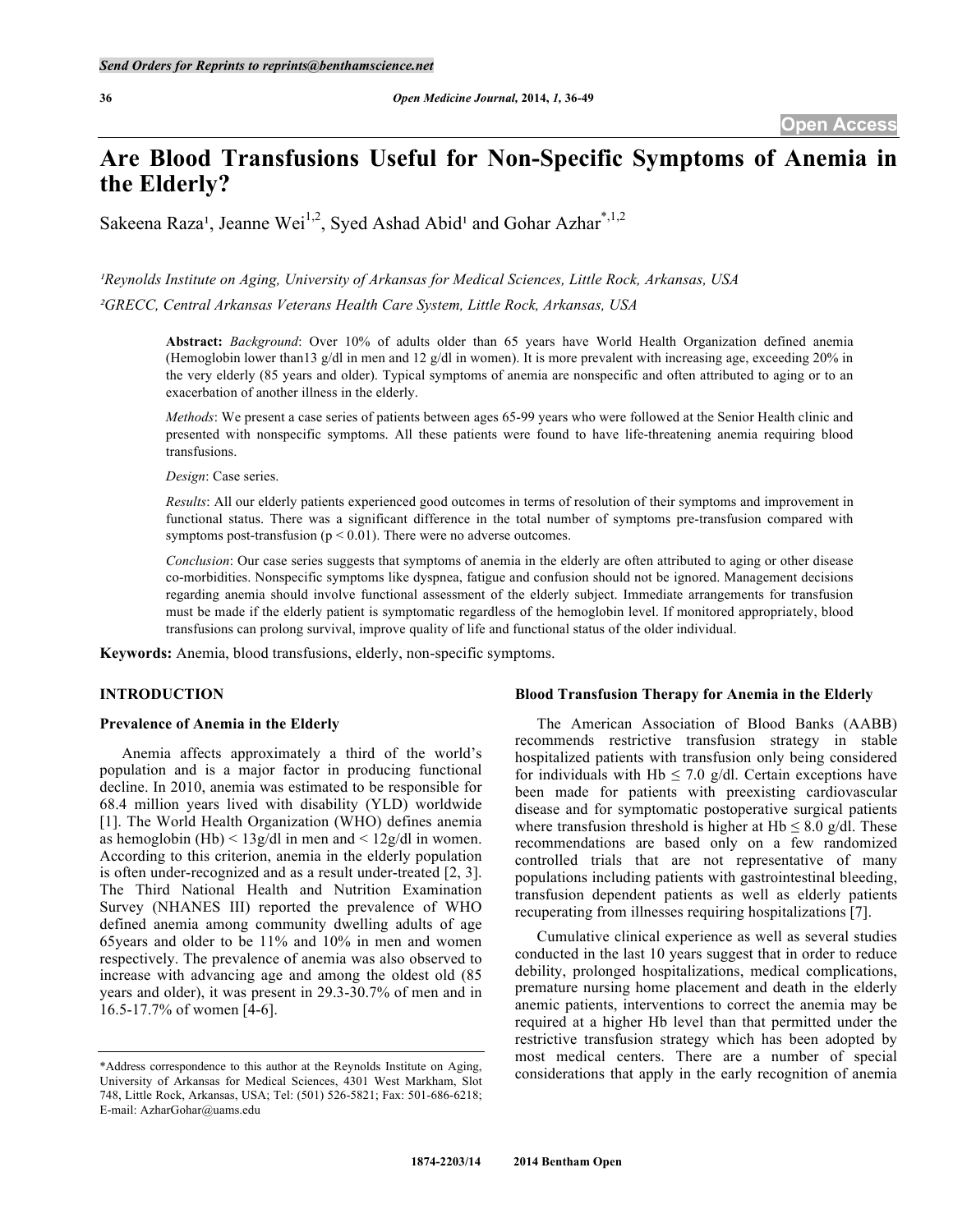# Are Blood Transfusions Useful for Non-Specific Symptoms of Anemia in the Elderly?

Sakeena Raza[1], Jeanne Wei[1,2], Syed Ashad Abid[1] and Gohar Azhar[*,1,2]

[1]*Reynolds Institute on Aging, University of Arkansas for Medical Sciences, Little Rock, Arkansas, USA*

[2]*GRECC, Central Arkansas Veterans Health Care System, Little Rock, Arkansas, USA*

**Abstract:** *Background*: Over 10% of adults older than 65 years have World Health Organization defined anemia (Hemoglobin lower than13 g/dl in men and 12 g/dl in women). It is more prevalent with increasing age, exceeding 20% in the very elderly (85 years and older). Typical symptoms of anemia are nonspecific and often attributed to aging or to an exacerbation of another illness in the elderly.

*Methods*: We present a case series of patients between ages 65-99 years who were followed at the Senior Health clinic and presented with nonspecific symptoms. All these patients were found to have life-threatening anemia requiring blood transfusions.

*Design*: Case series.

*Results*: All our elderly patients experienced good outcomes in terms of resolution of their symptoms and improvement in functional status. There was a significant difference in the total number of symptoms pre-transfusion compared with symptoms post-transfusion ($p < 0.01$). There were no adverse outcomes.

*Conclusion*: Our case series suggests that symptoms of anemia in the elderly are often attributed to aging or other disease co-morbidities. Nonspecific symptoms like dyspnea, fatigue and confusion should not be ignored. Management decisions regarding anemia should involve functional assessment of the elderly subject. Immediate arrangements for transfusion must be made if the elderly patient is symptomatic regardless of the hemoglobin level. If monitored appropriately, blood transfusions can prolong survival, improve quality of life and functional status of the older individual.

**Keywords:** Anemia, blood transfusions, elderly, non-specific symptoms.

## INTRODUCTION

### Prevalence of Anemia in the Elderly

Anemia affects approximately a third of the world's population and is a major factor in producing functional decline. In 2010, anemia was estimated to be responsible for 68.4 million years lived with disability (YLD) worldwide [1]. The World Health Organization (WHO) defines anemia as hemoglobin (Hb) < 13g/dl in men and < 12g/dl in women. According to this criterion, anemia in the elderly population is often under-recognized and as a result under-treated [2, 3]. The Third National Health and Nutrition Examination Survey (NHANES III) reported the prevalence of WHO defined anemia among community dwelling adults of age 65years and older to be 11% and 10% in men and women respectively. The prevalence of anemia was also observed to increase with advancing age and among the oldest old (85 years and older), it was present in 29.3-30.7% of men and in 16.5-17.7% of women [4-6].

### Blood Transfusion Therapy for Anemia in the Elderly

The American Association of Blood Banks (AABB) recommends restrictive transfusion strategy in stable hospitalized patients with transfusion only being considered for individuals with Hb ≤ 7.0 g/dl. Certain exceptions have been made for patients with preexisting cardiovascular disease and for symptomatic postoperative surgical patients where transfusion threshold is higher at Hb ≤ 8.0 g/dl. These recommendations are based only on a few randomized controlled trials that are not representative of many populations including patients with gastrointestinal bleeding, transfusion dependent patients as well as elderly patients recuperating from illnesses requiring hospitalizations [7].

Cumulative clinical experience as well as several studies conducted in the last 10 years suggest that in order to reduce debility, prolonged hospitalizations, medical complications, premature nursing home placement and death in the elderly anemic patients, interventions to correct the anemia may be required at a higher Hb level than that permitted under the restrictive transfusion strategy which has been adopted by most medical centers. There are a number of special considerations that apply in the early recognition of anemia

*Address correspondence to this author at the Reynolds Institute on Aging, University of Arkansas for Medical Sciences, 4301 West Markham, Slot 748, Little Rock, Arkansas, USA; Tel: (501) 526-5821; Fax: 501-686-6218; E-mail: AzharGohar@uams.edu

1874-2203/14 2014 Bentham Open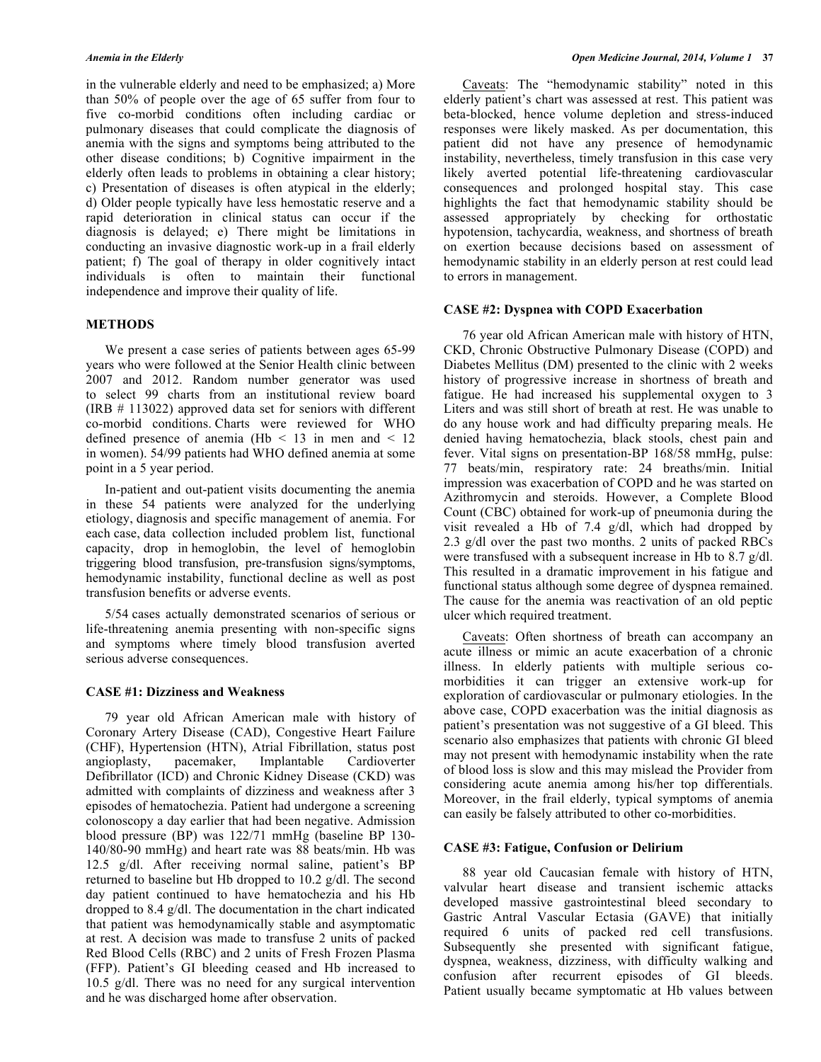in the vulnerable elderly and need to be emphasized; a) More than 50% of people over the age of 65 suffer from four to five co-morbid conditions often including cardiac or pulmonary diseases that could complicate the diagnosis of anemia with the signs and symptoms being attributed to the other disease conditions; b) Cognitive impairment in the elderly often leads to problems in obtaining a clear history; c) Presentation of diseases is often atypical in the elderly; d) Older people typically have less hemostatic reserve and a rapid deterioration in clinical status can occur if the diagnosis is delayed; e) There might be limitations in conducting an invasive diagnostic work-up in a frail elderly patient; f) The goal of therapy in older cognitively intact individuals is often to maintain their functional independence and improve their quality of life.

## METHODS

We present a case series of patients between ages 65-99 years who were followed at the Senior Health clinic between 2007 and 2012. Random number generator was used to select 99 charts from an institutional review board (IRB # 113022) approved data set for seniors with different co-morbid conditions. Charts were reviewed for WHO defined presence of anemia (Hb < 13 in men and < 12 in women). 54/99 patients had WHO defined anemia at some point in a 5 year period.

In-patient and out-patient visits documenting the anemia in these 54 patients were analyzed for the underlying etiology, diagnosis and specific management of anemia. For each case, data collection included problem list, functional capacity, drop in hemoglobin, the level of hemoglobin triggering blood transfusion, pre-transfusion signs/symptoms, hemodynamic instability, functional decline as well as post transfusion benefits or adverse events.

5/54 cases actually demonstrated scenarios of serious or life-threatening anemia presenting with non-specific signs and symptoms where timely blood transfusion averted serious adverse consequences.

## CASE #1: Dizziness and Weakness

79 year old African American male with history of Coronary Artery Disease (CAD), Congestive Heart Failure (CHF), Hypertension (HTN), Atrial Fibrillation, status post angioplasty, pacemaker, Implantable Cardioverter Defibrillator (ICD) and Chronic Kidney Disease (CKD) was admitted with complaints of dizziness and weakness after 3 episodes of hematochezia. Patient had undergone a screening colonoscopy a day earlier that had been negative. Admission blood pressure (BP) was 122/71 mmHg (baseline BP 130-140/80-90 mmHg) and heart rate was 88 beats/min. Hb was 12.5 g/dl. After receiving normal saline, patient's BP returned to baseline but Hb dropped to 10.2 g/dl. The second day patient continued to have hematochezia and his Hb dropped to 8.4 g/dl. The documentation in the chart indicated that patient was hemodynamically stable and asymptomatic at rest. A decision was made to transfuse 2 units of packed Red Blood Cells (RBC) and 2 units of Fresh Frozen Plasma (FFP). Patient's GI bleeding ceased and Hb increased to 10.5 g/dl. There was no need for any surgical intervention and he was discharged home after observation.

Caveats: The "hemodynamic stability" noted in this elderly patient's chart was assessed at rest. This patient was beta-blocked, hence volume depletion and stress-induced responses were likely masked. As per documentation, this patient did not have any presence of hemodynamic instability, nevertheless, timely transfusion in this case very likely averted potential life-threatening cardiovascular consequences and prolonged hospital stay. This case highlights the fact that hemodynamic stability should be assessed appropriately by checking for orthostatic hypotension, tachycardia, weakness, and shortness of breath on exertion because decisions based on assessment of hemodynamic stability in an elderly person at rest could lead to errors in management.

## CASE #2: Dyspnea with COPD Exacerbation

76 year old African American male with history of HTN, CKD, Chronic Obstructive Pulmonary Disease (COPD) and Diabetes Mellitus (DM) presented to the clinic with 2 weeks history of progressive increase in shortness of breath and fatigue. He had increased his supplemental oxygen to 3 Liters and was still short of breath at rest. He was unable to do any house work and had difficulty preparing meals. He denied having hematochezia, black stools, chest pain and fever. Vital signs on presentation-BP 168/58 mmHg, pulse: 77 beats/min, respiratory rate: 24 breaths/min. Initial impression was exacerbation of COPD and he was started on Azithromycin and steroids. However, a Complete Blood Count (CBC) obtained for work-up of pneumonia during the visit revealed a Hb of 7.4 g/dl, which had dropped by 2.3 g/dl over the past two months. 2 units of packed RBCs were transfused with a subsequent increase in Hb to 8.7 g/dl. This resulted in a dramatic improvement in his fatigue and functional status although some degree of dyspnea remained. The cause for the anemia was reactivation of an old peptic ulcer which required treatment.

Caveats: Often shortness of breath can accompany an acute illness or mimic an acute exacerbation of a chronic illness. In elderly patients with multiple serious co-morbidities it can trigger an extensive work-up for exploration of cardiovascular or pulmonary etiologies. In the above case, COPD exacerbation was the initial diagnosis as patient's presentation was not suggestive of a GI bleed. This scenario also emphasizes that patients with chronic GI bleed may not present with hemodynamic instability when the rate of blood loss is slow and this may mislead the Provider from considering acute anemia among his/her top differentials. Moreover, in the frail elderly, typical symptoms of anemia can easily be falsely attributed to other co-morbidities.

## CASE #3: Fatigue, Confusion or Delirium

88 year old Caucasian female with history of HTN, valvular heart disease and transient ischemic attacks developed massive gastrointestinal bleed secondary to Gastric Antral Vascular Ectasia (GAVE) that initially required 6 units of packed red cell transfusions. Subsequently she presented with significant fatigue, dyspnea, weakness, dizziness, with difficulty walking and confusion after recurrent episodes of GI bleeds. Patient usually became symptomatic at Hb values between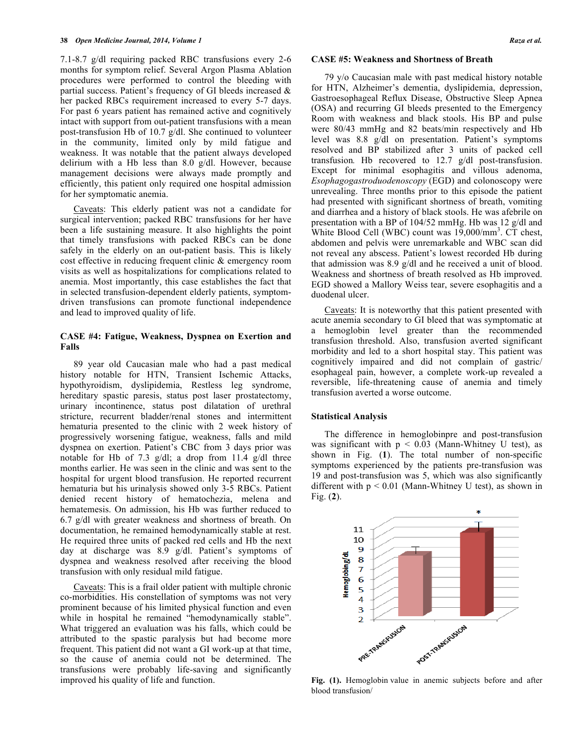7.1-8.7 g/dl requiring packed RBC transfusions every 2-6 months for symptom relief. Several Argon Plasma Ablation procedures were performed to control the bleeding with partial success. Patient's frequency of GI bleeds increased & her packed RBCs requirement increased to every 5-7 days. For past 6 years patient has remained active and cognitively intact with support from out-patient transfusions with a mean post-transfusion Hb of 10.7 g/dl. She continued to volunteer in the community, limited only by mild fatigue and weakness. It was notable that the patient always developed delirium with a Hb less than 8.0 g/dl. However, because management decisions were always made promptly and efficiently, this patient only required one hospital admission for her symptomatic anemia.

Caveats: This elderly patient was not a candidate for surgical intervention; packed RBC transfusions for her have been a life sustaining measure. It also highlights the point that timely transfusions with packed RBCs can be done safely in the elderly on an out-patient basis. This is likely cost effective in reducing frequent clinic & emergency room visits as well as hospitalizations for complications related to anemia. Most importantly, this case establishes the fact that in selected transfusion-dependent elderly patients, symptom-driven transfusions can promote functional independence and lead to improved quality of life.

### CASE #4: Fatigue, Weakness, Dyspnea on Exertion and Falls

89 year old Caucasian male who had a past medical history notable for HTN, Transient Ischemic Attacks, hypothyroidism, dyslipidemia, Restless leg syndrome, hereditary spastic paresis, status post laser prostatectomy, urinary incontinence, status post dilatation of urethral stricture, recurrent bladder/renal stones and intermittent hematuria presented to the clinic with 2 week history of progressively worsening fatigue, weakness, falls and mild dyspnea on exertion. Patient's CBC from 3 days prior was notable for Hb of 7.3 g/dl; a drop from 11.4 g/dl three months earlier. He was seen in the clinic and was sent to the hospital for urgent blood transfusion. He reported recurrent hematuria but his urinalysis showed only 3-5 RBCs. Patient denied recent history of hematochezia, melena and hematemesis. On admission, his Hb was further reduced to 6.7 g/dl with greater weakness and shortness of breath. On documentation, he remained hemodynamically stable at rest. He required three units of packed red cells and Hb the next day at discharge was 8.9 g/dl. Patient's symptoms of dyspnea and weakness resolved after receiving the blood transfusion with only residual mild fatigue.

Caveats: This is a frail older patient with multiple chronic co-morbidities. His constellation of symptoms was not very prominent because of his limited physical function and even while in hospital he remained "hemodynamically stable". What triggered an evaluation was his falls, which could be attributed to the spastic paralysis but had become more frequent. This patient did not want a GI work-up at that time, so the cause of anemia could not be determined. The transfusions were probably life-saving and significantly improved his quality of life and function.

### CASE #5: Weakness and Shortness of Breath

79 y/o Caucasian male with past medical history notable for HTN, Alzheimer's dementia, dyslipidemia, depression, Gastroesophageal Reflux Disease, Obstructive Sleep Apnea (OSA) and recurring GI bleeds presented to the Emergency Room with weakness and black stools. His BP and pulse were 80/43 mmHg and 82 beats/min respectively and Hb level was 8.8 g/dl on presentation. Patient's symptoms resolved and BP stabilized after 3 units of packed cell transfusion. Hb recovered to 12.7 g/dl post-transfusion. Except for minimal esophagitis and villous adenoma, *Esophagogastroduodenoscopy* (EGD) and colonoscopy were unrevealing. Three months prior to this episode the patient had presented with significant shortness of breath, vomiting and diarrhea and a history of black stools. He was afebrile on presentation with a BP of 104/52 mmHg. Hb was 12 g/dl and White Blood Cell (WBC) count was 19,000/mm$^3$. CT chest, abdomen and pelvis were unremarkable and WBC scan did not reveal any abscess. Patient's lowest recorded Hb during that admission was 8.9 g/dl and he received a unit of blood. Weakness and shortness of breath resolved as Hb improved. EGD showed a Mallory Weiss tear, severe esophagitis and a duodenal ulcer.

Caveats: It is noteworthy that this patient presented with acute anemia secondary to GI bleed that was symptomatic at a hemoglobin level greater than the recommended transfusion threshold. Also, transfusion averted significant morbidity and led to a short hospital stay. This patient was cognitively impaired and did not complain of gastric/ esophageal pain, however, a complete work-up revealed a reversible, life-threatening cause of anemia and timely transfusion averted a worse outcome.

### Statistical Analysis

The difference in hemoglobinpre and post-transfusion was significant with $p < 0.03$ (Mann-Whitney U test), as shown in Fig. (**1**). The total number of non-specific symptoms experienced by the patients pre-transfusion was 19 and post-transfusion was 5, which was also significantly different with $p < 0.01$ (Mann-Whitney U test), as shown in Fig. (**2**).

**Fig. (1).** Hemoglobin value in anemic subjects before and after blood transfusion/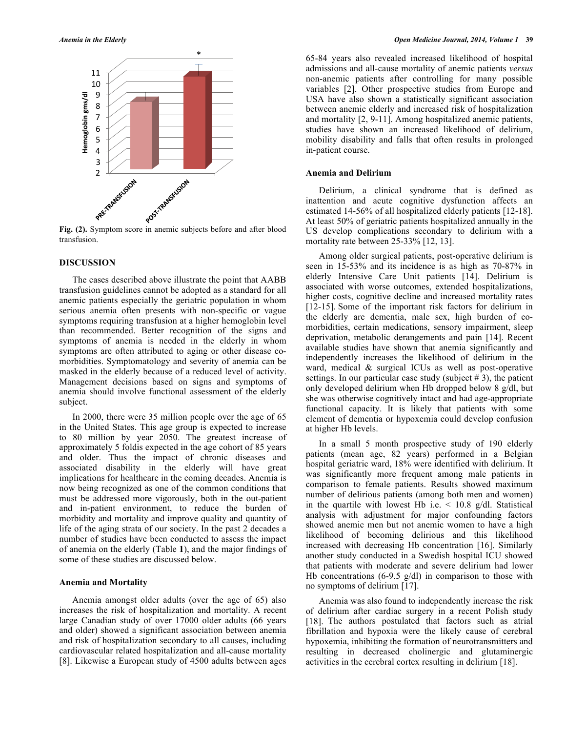Fig. (2). Symptom score in anemic subjects before and after blood transfusion.

## DISCUSSION

The cases described above illustrate the point that AABB transfusion guidelines cannot be adopted as a standard for all anemic patients especially the geriatric population in whom serious anemia often presents with non-specific or vague symptoms requiring transfusion at a higher hemoglobin level than recommended. Better recognition of the signs and symptoms of anemia is needed in the elderly in whom symptoms are often attributed to aging or other disease co-morbidities. Symptomatology and severity of anemia can be masked in the elderly because of a reduced level of activity. Management decisions based on signs and symptoms of anemia should involve functional assessment of the elderly subject.

In 2000, there were 35 million people over the age of 65 in the United States. This age group is expected to increase to 80 million by year 2050. The greatest increase of approximately 5 foldis expected in the age cohort of 85 years and older. Thus the impact of chronic diseases and associated disability in the elderly will have great implications for healthcare in the coming decades. Anemia is now being recognized as one of the common conditions that must be addressed more vigorously, both in the out-patient and in-patient environment, to reduce the burden of morbidity and mortality and improve quality and quantity of life of the aging strata of our society. In the past 2 decades a number of studies have been conducted to assess the impact of anemia on the elderly (Table **1**), and the major findings of some of these studies are discussed below.

### Anemia and Mortality

Anemia amongst older adults (over the age of 65) also increases the risk of hospitalization and mortality. A recent large Canadian study of over 17000 older adults (66 years and older) showed a significant association between anemia and risk of hospitalization secondary to all causes, including cardiovascular related hospitalization and all-cause mortality [8]. Likewise a European study of 4500 adults between ages 65-84 years also revealed increased likelihood of hospital admissions and all-cause mortality of anemic patients *versus* non-anemic patients after controlling for many possible variables [2]. Other prospective studies from Europe and USA have also shown a statistically significant association between anemic elderly and increased risk of hospitalization and mortality [2, 9-11]. Among hospitalized anemic patients, studies have shown an increased likelihood of delirium, mobility disability and falls that often results in prolonged in-patient course.

### Anemia and Delirium

Delirium, a clinical syndrome that is defined as inattention and acute cognitive dysfunction affects an estimated 14-56% of all hospitalized elderly patients [12-18]. At least 50% of geriatric patients hospitalized annually in the US develop complications secondary to delirium with a mortality rate between 25-33% [12, 13].

Among older surgical patients, post-operative delirium is seen in 15-53% and its incidence is as high as 70-87% in elderly Intensive Care Unit patients [14]. Delirium is associated with worse outcomes, extended hospitalizations, higher costs, cognitive decline and increased mortality rates [12-15]. Some of the important risk factors for delirium in the elderly are dementia, male sex, high burden of co-morbidities, certain medications, sensory impairment, sleep deprivation, metabolic derangements and pain [14]. Recent available studies have shown that anemia significantly and independently increases the likelihood of delirium in the ward, medical & surgical ICUs as well as post-operative settings. In our particular case study (subject # 3), the patient only developed delirium when Hb dropped below 8 g/dl, but she was otherwise cognitively intact and had age-appropriate functional capacity. It is likely that patients with some element of dementia or hypoxemia could develop confusion at higher Hb levels.

In a small 5 month prospective study of 190 elderly patients (mean age, 82 years) performed in a Belgian hospital geriatric ward, 18% were identified with delirium. It was significantly more frequent among male patients in comparison to female patients. Results showed maximum number of delirious patients (among both men and women) in the quartile with lowest Hb i.e. < 10.8 g/dl. Statistical analysis with adjustment for major confounding factors showed anemic men but not anemic women to have a high likelihood of becoming delirious and this likelihood increased with decreasing Hb concentration [16]. Similarly another study conducted in a Swedish hospital ICU showed that patients with moderate and severe delirium had lower Hb concentrations (6-9.5 g/dl) in comparison to those with no symptoms of delirium [17].

Anemia was also found to independently increase the risk of delirium after cardiac surgery in a recent Polish study [18]. The authors postulated that factors such as atrial fibrillation and hypoxia were the likely cause of cerebral hypoxemia, inhibiting the formation of neurotransmitters and resulting in decreased cholinergic and glutaminergic activities in the cerebral cortex resulting in delirium [18].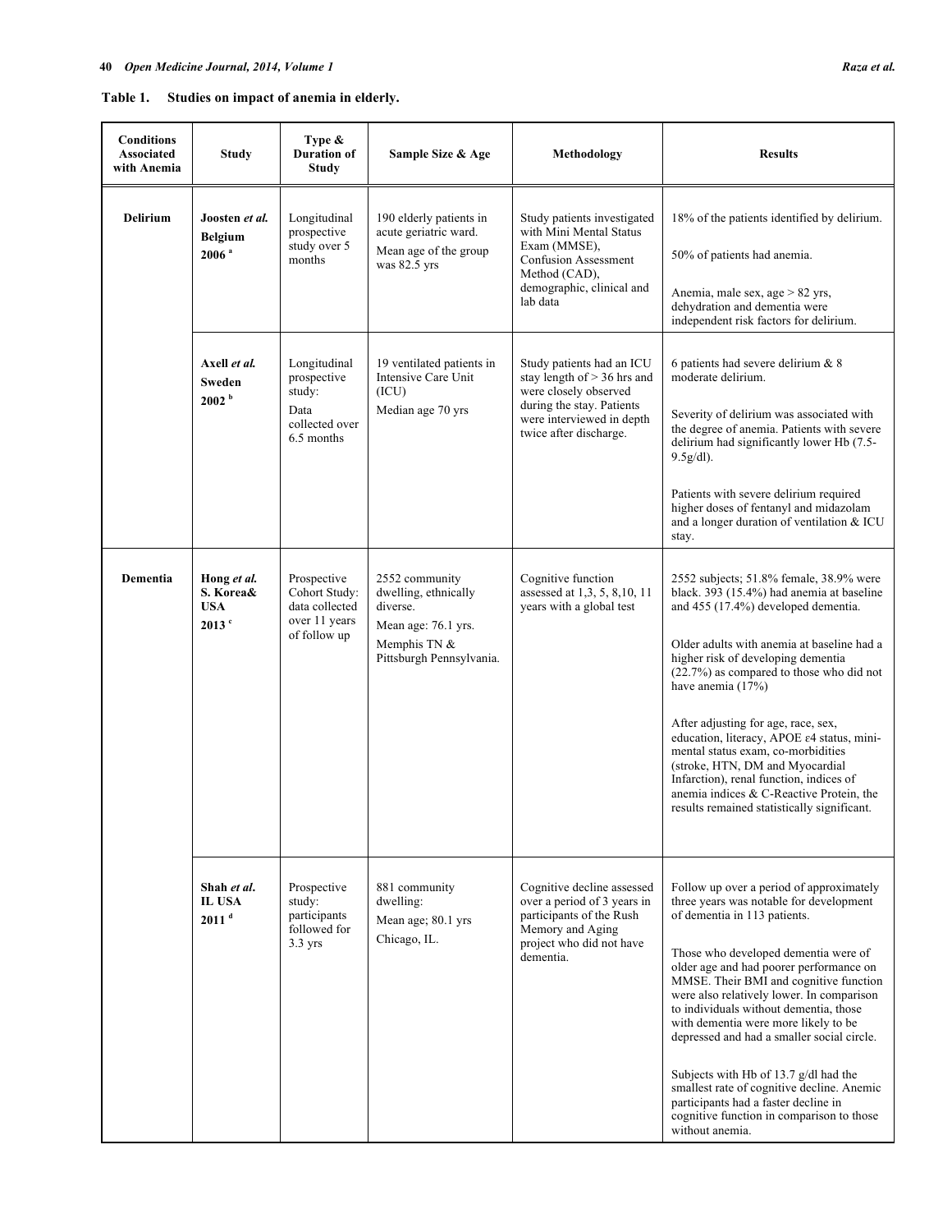**Table 1. Studies on impact of anemia in elderly.**

| Conditions Associated with Anemia | Study | Type & Duration of Study | Sample Size & Age | Methodology | Results |
|---|---|---|---|---|---|
| **Delirium** | **Joosten** ***et al.*** **Belgium 2006** [a] | Longitudinal prospective study over 5 months | 190 elderly patients in acute geriatric ward. Mean age of the group was 82.5 yrs | Study patients investigated with Mini Mental Status Exam (MMSE), Confusion Assessment Method (CAD), demographic, clinical and lab data | 18% of the patients identified by delirium. 50% of patients had anemia. Anemia, male sex, age > 82 yrs, dehydration and dementia were independent risk factors for delirium. |
| | **Axell** ***et al.*** **Sweden 2002** [b] | Longitudinal prospective study: Data collected over 6.5 months | 19 ventilated patients in Intensive Care Unit (ICU) Median age 70 yrs | Study patients had an ICU stay length of > 36 hrs and were closely observed during the stay. Patients were interviewed in depth twice after discharge. | 6 patients had severe delirium & 8 moderate delirium. Severity of delirium was associated with the degree of anemia. Patients with severe delirium had significantly lower Hb (7.5-9.5g/dl). Patients with severe delirium required higher doses of fentanyl and midazolam and a longer duration of ventilation & ICU stay. |
| **Dementia** | **Hong** ***et al.*** **S. Korea& USA 2013** [c] | Prospective Cohort Study: data collected over 11 years of follow up | 2552 community dwelling, ethnically diverse. Mean age: 76.1 yrs. Memphis TN & Pittsburgh Pennsylvania. | Cognitive function assessed at 1,3, 5, 8,10, 11 years with a global test | 2552 subjects; 51.8% female, 38.9% were black. 393 (15.4%) had anemia at baseline and 455 (17.4%) developed dementia. Older adults with anemia at baseline had a higher risk of developing dementia (22.7%) as compared to those who did not have anemia (17%) After adjusting for age, race, sex, education, literacy, APOE ε4 status, mini-mental status exam, co-morbidities (stroke, HTN, DM and Myocardial Infarction), renal function, indices of anemia indices & C-Reactive Protein, the results remained statistically significant. |
| | **Shah** ***et al*****. IL USA 2011** [d] | Prospective study: participants followed for 3.3 yrs | 881 community dwelling: Mean age; 80.1 yrs Chicago, IL. | Cognitive decline assessed over a period of 3 years in participants of the Rush Memory and Aging project who did not have dementia. | Follow up over a period of approximately three years was notable for development of dementia in 113 patients. Those who developed dementia were of older age and had poorer performance on MMSE. Their BMI and cognitive function were also relatively lower. In comparison to individuals without dementia, those with dementia were more likely to be depressed and had a smaller social circle. Subjects with Hb of 13.7 g/dl had the smallest rate of cognitive decline. Anemic participants had a faster decline in cognitive function in comparison to those without anemia. |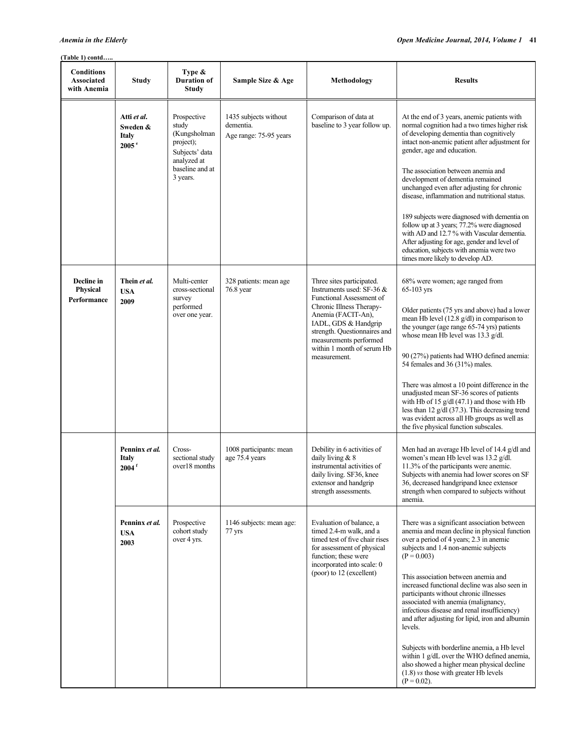(Table 1) contd…..

| Conditions Associated with Anemia | Study | Type & Duration of Study | Sample Size & Age | Methodology | Results |
|---|---|---|---|---|---|
| | **Atti *et al.* Sweden & Italy 2005** [e] | Prospective study (Kungsholman project); Subjects' data analyzed at baseline and at 3 years. | 1435 subjects without dementia. Age range: 75-95 years | Comparison of data at baseline to 3 year follow up. | At the end of 3 years, anemic patients with normal cognition had a two times higher risk of developing dementia than cognitively intact non-anemic patient after adjustment for gender, age and education. <br><br> The association between anemia and development of dementia remained unchanged even after adjusting for chronic disease, inflammation and nutritional status. <br><br> 189 subjects were diagnosed with dementia on follow up at 3 years; 77.2% were diagnosed with AD and 12.7 % with Vascular dementia. After adjusting for age, gender and level of education, subjects with anemia were two times more likely to develop AD. |
| **Decline in Physical Performance** | **Thein *et al.* USA 2009** | Multi-center cross-sectional survey performed over one year. | 328 patients: mean age 76.8 year | Three sites participated. Instruments used: SF-36 & Functional Assessment of Chronic Illness Therapy-Anemia (FACIT-An), IADL, GDS & Handgrip strength. Questionnaires and measurements performed within 1 month of serum Hb measurement. | 68% were women; age ranged from 65-103 yrs <br><br> Older patients (75 yrs and above) had a lower mean Hb level (12.8 g/dl) in comparison to the younger (age range 65-74 yrs) patients whose mean Hb level was 13.3 g/dl. <br><br> 90 (27%) patients had WHO defined anemia: 54 females and 36 (31%) males. <br><br> There was almost a 10 point difference in the unadjusted mean SF-36 scores of patients with Hb of 15 g/dl (47.1) and those with Hb less than 12 g/dl (37.3). This decreasing trend was evident across all Hb groups as well as the five physical function subscales. |
| | **Penninx *et al.* Italy 2004** [f] | Cross-sectional study over18 months | 1008 participants: mean age 75.4 years | Debility in 6 activities of daily living & 8 instrumental activities of daily living. SF36, knee extensor and handgrip strength assessments. | Men had an average Hb level of 14.4 g/dl and women's mean Hb level was 13.2 g/dl. 11.3% of the participants were anemic. Subjects with anemia had lower scores on SF 36, decreased handgripand knee extensor strength when compared to subjects without anemia. |
| | **Penninx *et al.* USA 2003** | Prospective cohort study over 4 yrs. | 1146 subjects: mean age: 77 yrs | Evaluation of balance, a timed 2.4-m walk, and a timed test of five chair rises for assessment of physical function; these were incorporated into scale: 0 (poor) to 12 (excellent) | There was a significant association between anemia and mean decline in physical function over a period of 4 years; 2.3 in anemic subjects and 1.4 non-anemic subjects ($P = 0.003$) <br><br> This association between anemia and increased functional decline was also seen in participants without chronic illnesses associated with anemia (malignancy, infectious disease and renal insufficiency) and after adjusting for lipid, iron and albumin levels. <br><br> Subjects with borderline anemia, a Hb level within 1 g/dL over the WHO defined anemia, also showed a higher mean physical decline (1.8) *vs* those with greater Hb levels ($P = 0.02$). |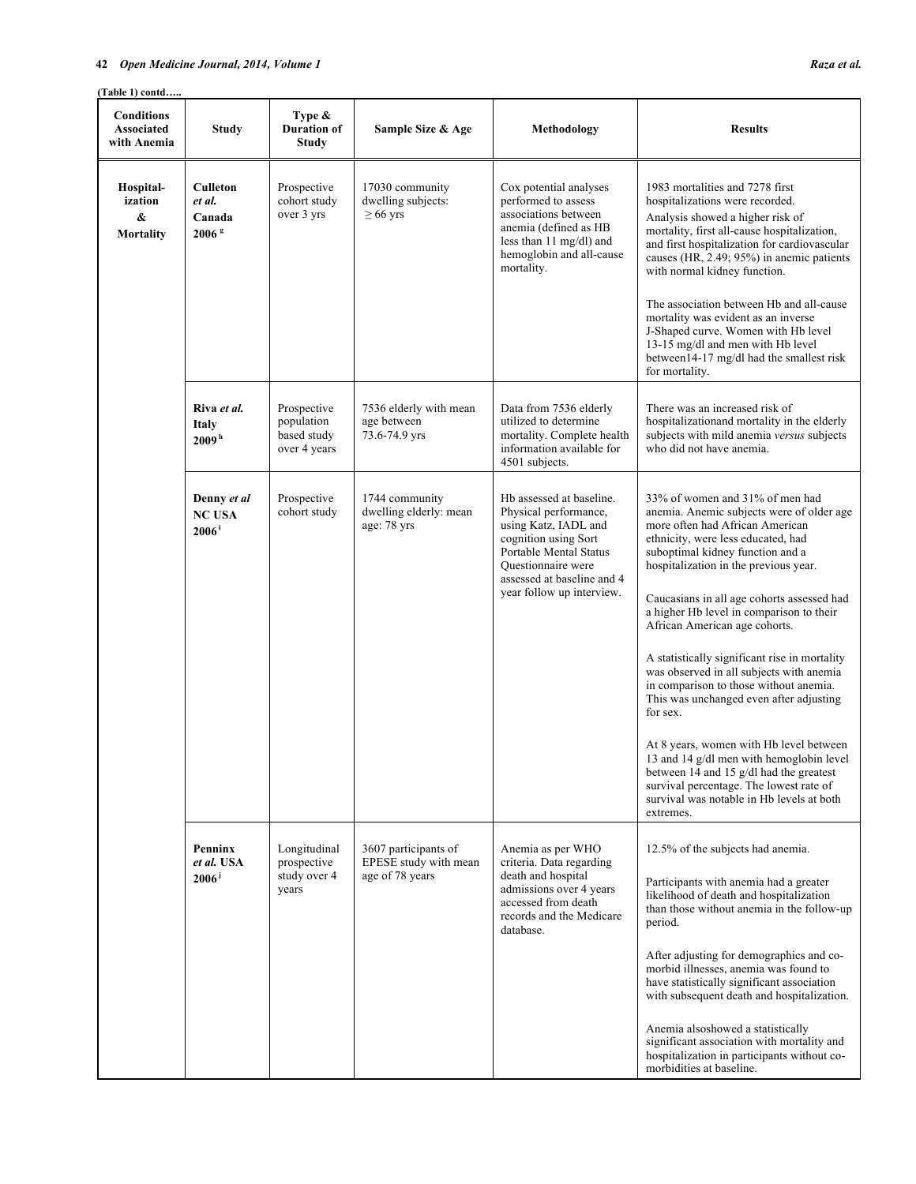**(Table 1) contd…..**

| Conditions Associated with Anemia | Study | Type & Duration of Study | Sample Size & Age | Methodology | Results |
|---|---|---|---|---|---|
| **Hospital-ization & Mortality** | **Culleton** ***et al.*** **Canada 2006** [g] | Prospective cohort study over 3 yrs | 17030 community dwelling subjects: ≥ 66 yrs | Cox potential analyses performed to assess associations between anemia (defined as HB less than 11 mg/dl) and hemoglobin and all-cause mortality. | 1983 mortalities and 7278 first hospitalizations were recorded. Analysis showed a higher risk of mortality, first all-cause hospitalization, and first hospitalization for cardiovascular causes (HR, 2.49; 95%) in anemic patients with normal kidney function. <br><br> The association between Hb and all-cause mortality was evident as an inverse J-Shaped curve. Women with Hb level 13-15 mg/dl and men with Hb level between14-17 mg/dl had the smallest risk for mortality. |
| | **Riva** ***et al.*** **Italy 2009** [h] | Prospective population based study over 4 years | 7536 elderly with mean age between 73.6-74.9 yrs | Data from 7536 elderly utilized to determine mortality. Complete health information available for 4501 subjects. | There was an increased risk of hospitalizationand mortality in the elderly subjects with mild anemia *versus* subjects who did not have anemia. |
| | **Denny** ***et al*** **NC USA 2006** [i] | Prospective cohort study | 1744 community dwelling elderly: mean age: 78 yrs | Hb assessed at baseline. Physical performance, using Katz, IADL and cognition using Sort Portable Mental Status Questionnaire were assessed at baseline and 4 year follow up interview. | 33% of women and 31% of men had anemia. Anemic subjects were of older age more often had African American ethnicity, were less educated, had suboptimal kidney function and a hospitalization in the previous year. <br><br> Caucasians in all age cohorts assessed had a higher Hb level in comparison to their African American age cohorts. <br><br> A statistically significant rise in mortality was observed in all subjects with anemia in comparison to those without anemia. This was unchanged even after adjusting for sex. <br><br> At 8 years, women with Hb level between 13 and 14 g/dl men with hemoglobin level between 14 and 15 g/dl had the greatest survival percentage. The lowest rate of survival was notable in Hb levels at both extremes. |
| | **Penninx** ***et al.*** **USA 2006** [j] | Longitudinal prospective study over 4 years | 3607 participants of EPESE study with mean age of 78 years | Anemia as per WHO criteria. Data regarding death and hospital admissions over 4 years accessed from death records and the Medicare database. | 12.5% of the subjects had anemia. <br><br> Participants with anemia had a greater likelihood of death and hospitalization than those without anemia in the follow-up period. <br><br> After adjusting for demographics and co-morbid illnesses, anemia was found to have statistically significant association with subsequent death and hospitalization. <br><br> Anemia alsoshowed a statistically significant association with mortality and hospitalization in participants without co-morbidities at baseline. |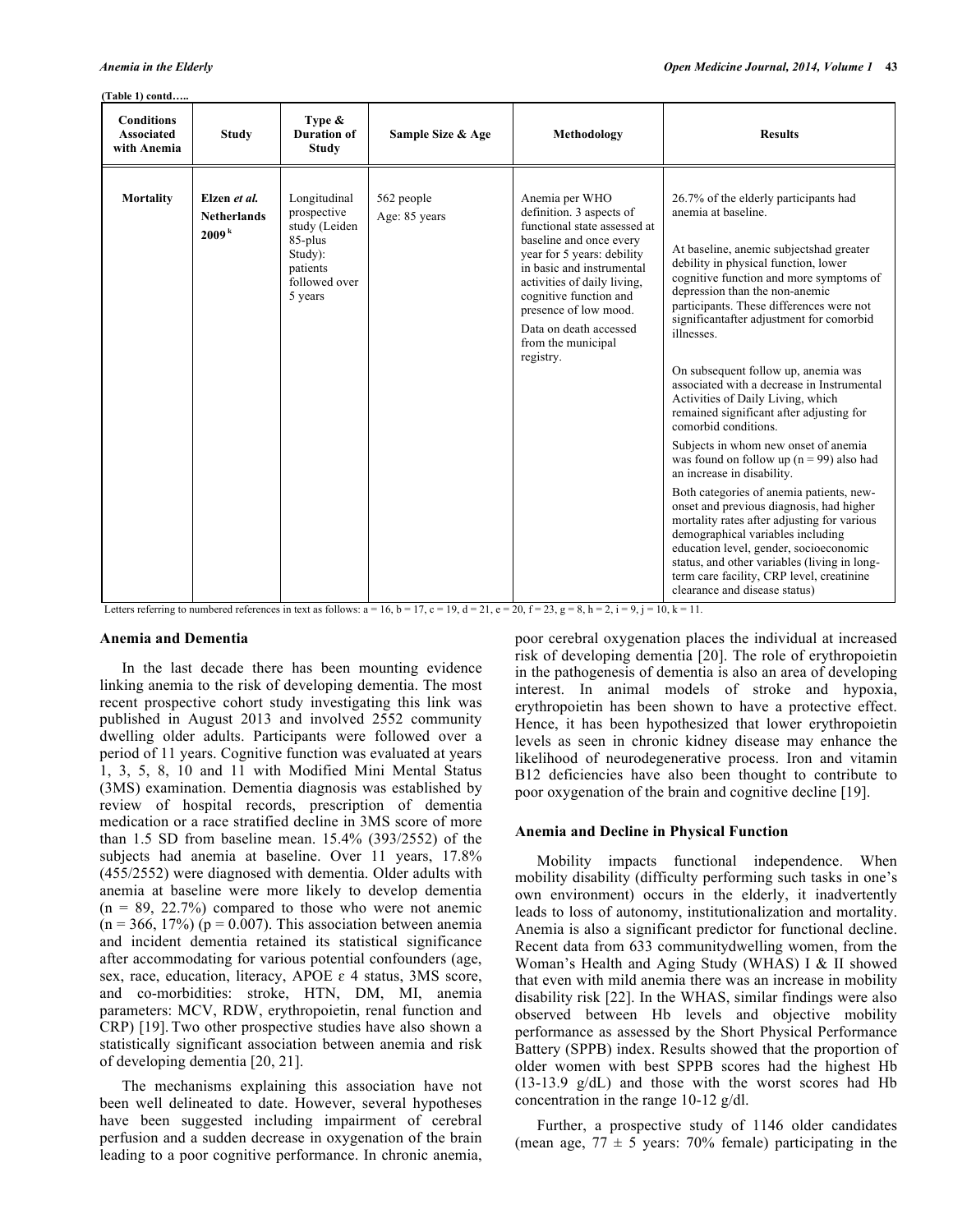(Table 1) contd…..

| Conditions Associated with Anemia | Study | Type & Duration of Study | Sample Size & Age | Methodology | Results |
|---|---|---|---|---|---|
| **Mortality** | **Elzen *et al.* Netherlands 2009** [k] | Longitudinal prospective study (Leiden 85-plus Study): patients followed over 5 years | 562 people<br>Age: 85 years | Anemia per WHO definition. 3 aspects of functional state assessed at baseline and once every year for 5 years: debility in basic and instrumental activities of daily living, cognitive function and presence of low mood.<br>Data on death accessed from the municipal registry. | 26.7% of the elderly participants had anemia at baseline.<br><br>At baseline, anemic subjectshad greater debility in physical function, lower cognitive function and more symptoms of depression than the non-anemic participants. These differences were not significantafter adjustment for comorbid illnesses.<br><br>On subsequent follow up, anemia was associated with a decrease in Instrumental Activities of Daily Living, which remained significant after adjusting for comorbid conditions.<br>Subjects in whom new onset of anemia was found on follow up (n = 99) also had an increase in disability.<br>Both categories of anemia patients, new-onset and previous diagnosis, had higher mortality rates after adjusting for various demographical variables including education level, gender, socioeconomic status, and other variables (living in long-term care facility, CRP level, creatinine clearance and disease status) |

Letters referring to numbered references in text as follows: a = 16, b = 17, c = 19, d = 21, e = 20, f = 23, g = 8, h = 2, i = 9, j = 10, k = 11.

## Anemia and Dementia

In the last decade there has been mounting evidence linking anemia to the risk of developing dementia. The most recent prospective cohort study investigating this link was published in August 2013 and involved 2552 community dwelling older adults. Participants were followed over a period of 11 years. Cognitive function was evaluated at years 1, 3, 5, 8, 10 and 11 with Modified Mini Mental Status (3MS) examination. Dementia diagnosis was established by review of hospital records, prescription of dementia medication or a race stratified decline in 3MS score of more than 1.5 SD from baseline mean. 15.4% (393/2552) of the subjects had anemia at baseline. Over 11 years, 17.8% (455/2552) were diagnosed with dementia. Older adults with anemia at baseline were more likely to develop dementia (n = 89, 22.7%) compared to those who were not anemic (n = 366, 17%) ($p = 0.007$). This association between anemia and incident dementia retained its statistical significance after accommodating for various potential confounders (age, sex, race, education, literacy, APOE ε 4 status, 3MS score, and co-morbidities: stroke, HTN, DM, MI, anemia parameters: MCV, RDW, erythropoietin, renal function and CRP) [19]. Two other prospective studies have also shown a statistically significant association between anemia and risk of developing dementia [20, 21].

The mechanisms explaining this association have not been well delineated to date. However, several hypotheses have been suggested including impairment of cerebral perfusion and a sudden decrease in oxygenation of the brain leading to a poor cognitive performance. In chronic anemia, poor cerebral oxygenation places the individual at increased risk of developing dementia [20]. The role of erythropoietin in the pathogenesis of dementia is also an area of developing interest. In animal models of stroke and hypoxia, erythropoietin has been shown to have a protective effect. Hence, it has been hypothesized that lower erythropoietin levels as seen in chronic kidney disease may enhance the likelihood of neurodegenerative process. Iron and vitamin B12 deficiencies have also been thought to contribute to poor oxygenation of the brain and cognitive decline [19].

## Anemia and Decline in Physical Function

Mobility impacts functional independence. When mobility disability (difficulty performing such tasks in one's own environment) occurs in the elderly, it inadvertently leads to loss of autonomy, institutionalization and mortality. Anemia is also a significant predictor for functional decline. Recent data from 633 communitydwelling women, from the Woman's Health and Aging Study (WHAS) I & II showed that even with mild anemia there was an increase in mobility disability risk [22]. In the WHAS, similar findings were also observed between Hb levels and objective mobility performance as assessed by the Short Physical Performance Battery (SPPB) index. Results showed that the proportion of older women with best SPPB scores had the highest Hb (13-13.9 g/dL) and those with the worst scores had Hb concentration in the range 10-12 g/dl.

Further, a prospective study of 1146 older candidates (mean age, 77 ± 5 years: 70% female) participating in the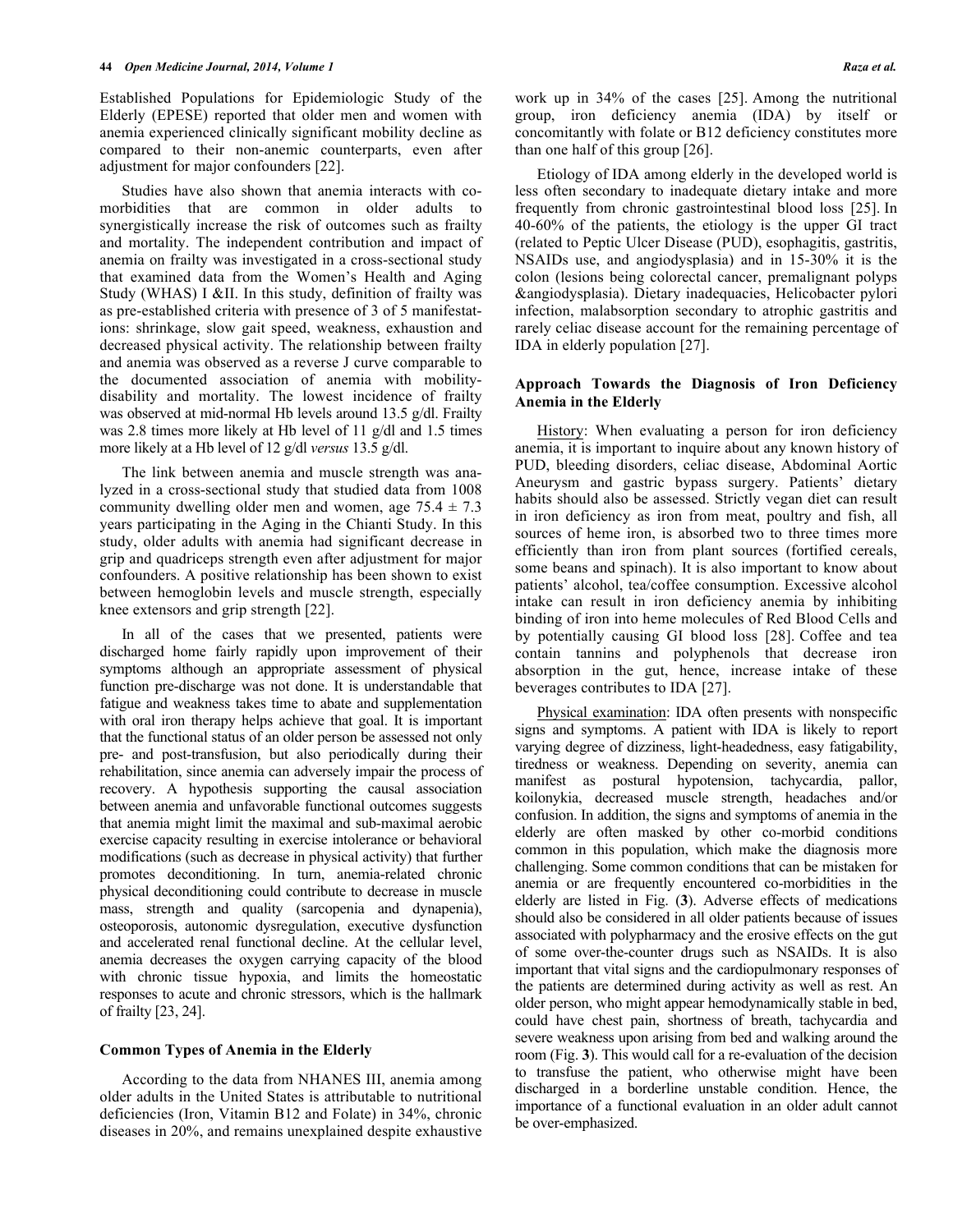Established Populations for Epidemiologic Study of the Elderly (EPESE) reported that older men and women with anemia experienced clinically significant mobility decline as compared to their non-anemic counterparts, even after adjustment for major confounders [22].

Studies have also shown that anemia interacts with co-morbidities that are common in older adults to synergistically increase the risk of outcomes such as frailty and mortality. The independent contribution and impact of anemia on frailty was investigated in a cross-sectional study that examined data from the Women's Health and Aging Study (WHAS) I &II. In this study, definition of frailty was as pre-established criteria with presence of 3 of 5 manifestations: shrinkage, slow gait speed, weakness, exhaustion and decreased physical activity. The relationship between frailty and anemia was observed as a reverse J curve comparable to the documented association of anemia with mobility-disability and mortality. The lowest incidence of frailty was observed at mid-normal Hb levels around 13.5 g/dl. Frailty was 2.8 times more likely at Hb level of 11 g/dl and 1.5 times more likely at a Hb level of 12 g/dl *versus* 13.5 g/dl.

The link between anemia and muscle strength was analyzed in a cross-sectional study that studied data from 1008 community dwelling older men and women, age 75.4 ± 7.3 years participating in the Aging in the Chianti Study. In this study, older adults with anemia had significant decrease in grip and quadriceps strength even after adjustment for major confounders. A positive relationship has been shown to exist between hemoglobin levels and muscle strength, especially knee extensors and grip strength [22].

In all of the cases that we presented, patients were discharged home fairly rapidly upon improvement of their symptoms although an appropriate assessment of physical function pre-discharge was not done. It is understandable that fatigue and weakness takes time to abate and supplementation with oral iron therapy helps achieve that goal. It is important that the functional status of an older person be assessed not only pre- and post-transfusion, but also periodically during their rehabilitation, since anemia can adversely impair the process of recovery. A hypothesis supporting the causal association between anemia and unfavorable functional outcomes suggests that anemia might limit the maximal and sub-maximal aerobic exercise capacity resulting in exercise intolerance or behavioral modifications (such as decrease in physical activity) that further promotes deconditioning. In turn, anemia-related chronic physical deconditioning could contribute to decrease in muscle mass, strength and quality (sarcopenia and dynapenia), osteoporosis, autonomic dysregulation, executive dysfunction and accelerated renal functional decline. At the cellular level, anemia decreases the oxygen carrying capacity of the blood with chronic tissue hypoxia, and limits the homeostatic responses to acute and chronic stressors, which is the hallmark of frailty [23, 24].

### Common Types of Anemia in the Elderly

According to the data from NHANES III, anemia among older adults in the United States is attributable to nutritional deficiencies (Iron, Vitamin B12 and Folate) in 34%, chronic diseases in 20%, and remains unexplained despite exhaustive work up in 34% of the cases [25]. Among the nutritional group, iron deficiency anemia (IDA) by itself or concomitantly with folate or B12 deficiency constitutes more than one half of this group [26].

Etiology of IDA among elderly in the developed world is less often secondary to inadequate dietary intake and more frequently from chronic gastrointestinal blood loss [25]. In 40-60% of the patients, the etiology is the upper GI tract (related to Peptic Ulcer Disease (PUD), esophagitis, gastritis, NSAIDs use, and angiodysplasia) and in 15-30% it is the colon (lesions being colorectal cancer, premalignant polyps &angiodysplasia). Dietary inadequacies, Helicobacter pylori infection, malabsorption secondary to atrophic gastritis and rarely celiac disease account for the remaining percentage of IDA in elderly population [27].

### Approach Towards the Diagnosis of Iron Deficiency Anemia in the Elderly

History: When evaluating a person for iron deficiency anemia, it is important to inquire about any known history of PUD, bleeding disorders, celiac disease, Abdominal Aortic Aneurysm and gastric bypass surgery. Patients' dietary habits should also be assessed. Strictly vegan diet can result in iron deficiency as iron from meat, poultry and fish, all sources of heme iron, is absorbed two to three times more efficiently than iron from plant sources (fortified cereals, some beans and spinach). It is also important to know about patients' alcohol, tea/coffee consumption. Excessive alcohol intake can result in iron deficiency anemia by inhibiting binding of iron into heme molecules of Red Blood Cells and by potentially causing GI blood loss [28]. Coffee and tea contain tannins and polyphenols that decrease iron absorption in the gut, hence, increase intake of these beverages contributes to IDA [27].

Physical examination: IDA often presents with nonspecific signs and symptoms. A patient with IDA is likely to report varying degree of dizziness, light-headedness, easy fatigability, tiredness or weakness. Depending on severity, anemia can manifest as postural hypotension, tachycardia, pallor, koilonykia, decreased muscle strength, headaches and/or confusion. In addition, the signs and symptoms of anemia in the elderly are often masked by other co-morbid conditions common in this population, which make the diagnosis more challenging. Some common conditions that can be mistaken for anemia or are frequently encountered co-morbidities in the elderly are listed in Fig. (**3**). Adverse effects of medications should also be considered in all older patients because of issues associated with polypharmacy and the erosive effects on the gut of some over-the-counter drugs such as NSAIDs. It is also important that vital signs and the cardiopulmonary responses of the patients are determined during activity as well as rest. An older person, who might appear hemodynamically stable in bed, could have chest pain, shortness of breath, tachycardia and severe weakness upon arising from bed and walking around the room (Fig. **3**). This would call for a re-evaluation of the decision to transfuse the patient, who otherwise might have been discharged in a borderline unstable condition. Hence, the importance of a functional evaluation in an older adult cannot be over-emphasized.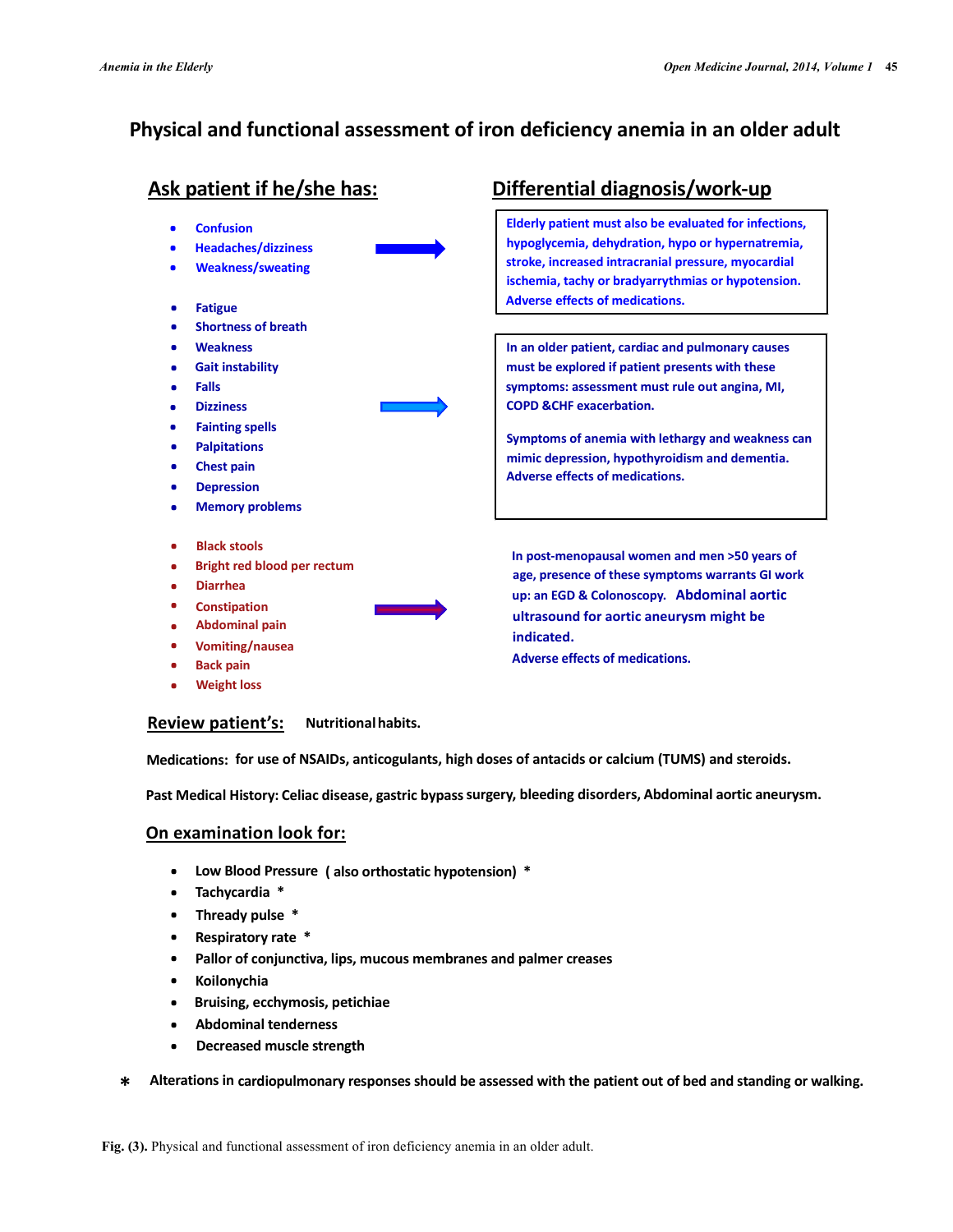## Physical and functional assessment of iron deficiency anemia in an older adult

| Ask patient if he/she has: | Differential diagnosis/work-up |
|---|---|
| • Confusion<br>• Headaches/dizziness<br>• Weakness/sweating | Elderly patient must also be evaluated for infections, hypoglycemia, dehydration, hypo or hypernatremia, stroke, increased intracranial pressure, myocardial ischemia, tachy or bradyarrythmias or hypotension. Adverse effects of medications. |
| • Fatigue<br>• Shortness of breath<br>• Weakness<br>• Gait instability<br>• Falls<br>• Dizziness<br>• Fainting spells<br>• Palpitations<br>• Chest pain<br>• Depression<br>• Memory problems | In an older patient, cardiac and pulmonary causes must be explored if patient presents with these symptoms: assessment must rule out angina, MI, COPD &CHF exacerbation.<br><br>Symptoms of anemia with lethargy and weakness can mimic depression, hypothyroidism and dementia. Adverse effects of medications. |
| • Black stools<br>• Bright red blood per rectum<br>• Diarrhea<br>• Constipation<br>• Abdominal pain<br>• Vomiting/nausea<br>• Back pain<br>• Weight loss | In post-menopausal women and men >50 years of age, presence of these symptoms warrants GI work up: an EGD & Colonoscopy. Abdominal aortic ultrasound for aortic aneurysm might be indicated.<br>Adverse effects of medications. |

**Review patient's:** Nutritional habits.

**Medications:** for use of NSAIDs, anticogulants, high doses of antacids or calcium (TUMS) and steroids.

**Past Medical History:** Celiac disease, gastric bypass surgery, bleeding disorders, Abdominal aortic aneurysm.

**On examination look for:**

- Low Blood Pressure ( also orthostatic hypotension) *
- Tachycardia *
- Thready pulse *
- Respiratory rate *
- Pallor of conjunctiva, lips, mucous membranes and palmer creases
- Koilonychia
- Bruising, ecchymosis, petichiae
- Abdominal tenderness
- Decreased muscle strength

\* Alterations in cardiopulmonary responses should be assessed with the patient out of bed and standing or walking.

**Fig. (3).** Physical and functional assessment of iron deficiency anemia in an older adult.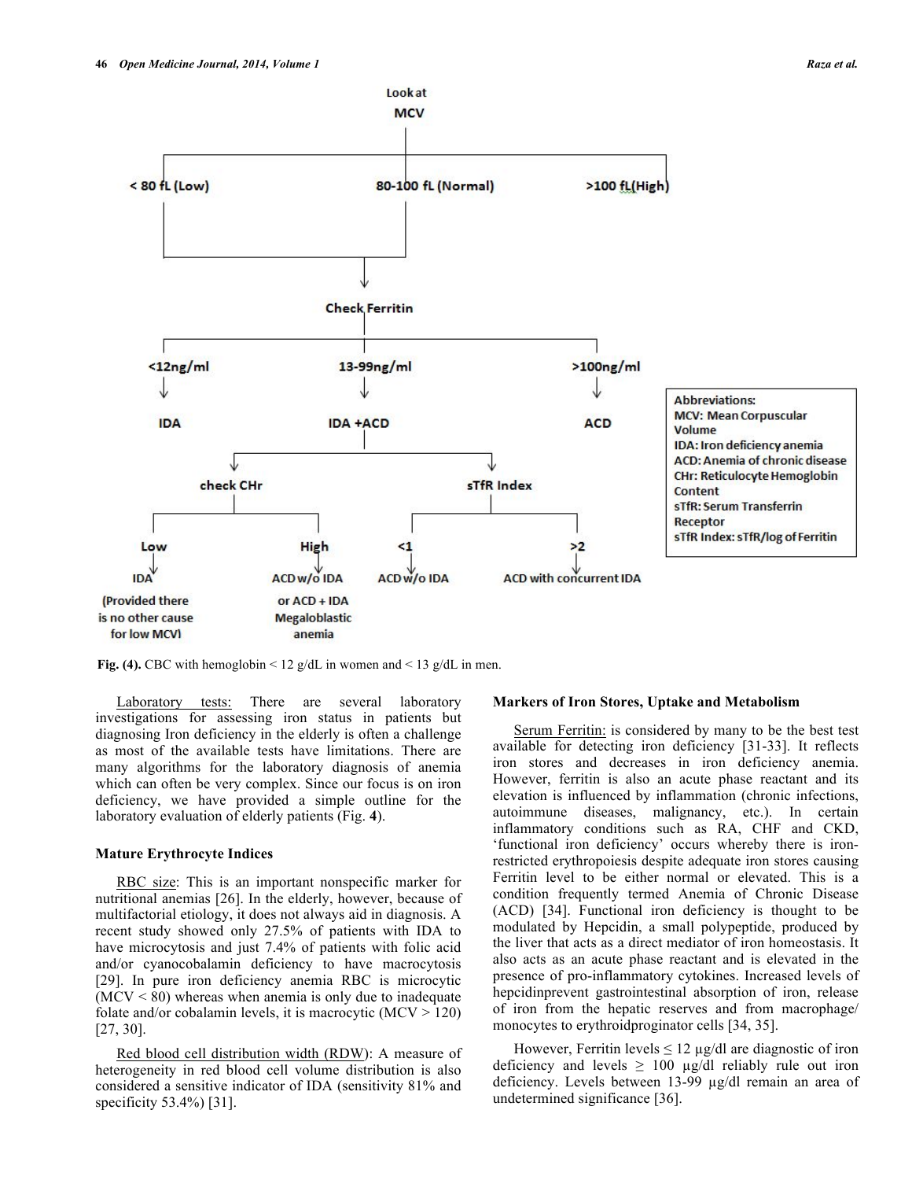Look at MCV

- < 80 fL (Low) → Check Ferritin
- 80-100 fL (Normal) → Check Ferritin
- >100 fL(High)

Check Ferritin:

- <12ng/ml → IDA
- 13-99ng/ml → IDA +ACD
    - check CHr
        - Low → IDA (Provided there is no other cause for low MCV)
        - High → ACD w/o IDA or ACD + IDA Megaloblastic anemia
    - sTfR Index
        - <1 → ACD w/o IDA
        - >2 → ACD with concurrent IDA
- >100ng/ml → ACD

Abbreviations:
MCV: Mean Corpuscular Volume
IDA: Iron deficiency anemia
ACD: Anemia of chronic disease
CHr: Reticulocyte Hemoglobin Content
sTfR: Serum Transferrin Receptor
sTfR Index: sTfR/log of Ferritin

**Fig. (4).** CBC with hemoglobin < 12 g/dL in women and < 13 g/dL in men.

Laboratory tests: There are several laboratory investigations for assessing iron status in patients but diagnosing Iron deficiency in the elderly is often a challenge as most of the available tests have limitations. There are many algorithms for the laboratory diagnosis of anemia which can often be very complex. Since our focus is on iron deficiency, we have provided a simple outline for the laboratory evaluation of elderly patients (Fig. **4**).

### Mature Erythrocyte Indices

RBC size: This is an important nonspecific marker for nutritional anemias [26]. In the elderly, however, because of multifactorial etiology, it does not always aid in diagnosis. A recent study showed only 27.5% of patients with IDA to have microcytosis and just 7.4% of patients with folic acid and/or cyanocobalamin deficiency to have macrocytosis [29]. In pure iron deficiency anemia RBC is microcytic (MCV < 80) whereas when anemia is only due to inadequate folate and/or cobalamin levels, it is macrocytic (MCV > 120) [27, 30].

Red blood cell distribution width (RDW): A measure of heterogeneity in red blood cell volume distribution is also considered a sensitive indicator of IDA (sensitivity 81% and specificity 53.4%) [31].

### Markers of Iron Stores, Uptake and Metabolism

Serum Ferritin: is considered by many to be the best test available for detecting iron deficiency [31-33]. It reflects iron stores and decreases in iron deficiency anemia. However, ferritin is also an acute phase reactant and its elevation is influenced by inflammation (chronic infections, autoimmune diseases, malignancy, etc.). In certain inflammatory conditions such as RA, CHF and CKD, 'functional iron deficiency' occurs whereby there is iron-restricted erythropoiesis despite adequate iron stores causing Ferritin level to be either normal or elevated. This is a condition frequently termed Anemia of Chronic Disease (ACD) [34]. Functional iron deficiency is thought to be modulated by Hepcidin, a small polypeptide, produced by the liver that acts as a direct mediator of iron homeostasis. It also acts as an acute phase reactant and is elevated in the presence of pro-inflammatory cytokines. Increased levels of hepcidinprevent gastrointestinal absorption of iron, release of iron from the hepatic reserves and from macrophage/ monocytes to erythroidproginator cells [34, 35].

However, Ferritin levels ≤ 12 µg/dl are diagnostic of iron deficiency and levels ≥ 100 µg/dl reliably rule out iron deficiency. Levels between 13-99 µg/dl remain an area of undetermined significance [36].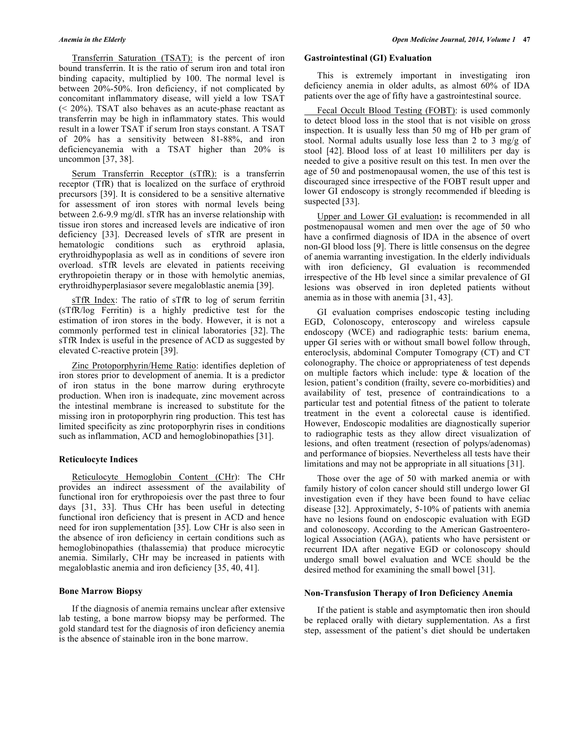Transferrin Saturation (TSAT): is the percent of iron bound transferrin. It is the ratio of serum iron and total iron binding capacity, multiplied by 100. The normal level is between 20%-50%. Iron deficiency, if not complicated by concomitant inflammatory disease, will yield a low TSAT (< 20%). TSAT also behaves as an acute-phase reactant as transferrin may be high in inflammatory states. This would result in a lower TSAT if serum Iron stays constant. A TSAT of 20% has a sensitivity between 81-88%, and iron deficiencyanemia with a TSAT higher than 20% is uncommon [37, 38].

Serum Transferrin Receptor (sTfR): is a transferrin receptor (TfR) that is localized on the surface of erythroid precursors [39]. It is considered to be a sensitive alternative for assessment of iron stores with normal levels being between 2.6-9.9 mg/dl. sTfR has an inverse relationship with tissue iron stores and increased levels are indicative of iron deficiency [33]. Decreased levels of sTfR are present in hematologic conditions such as erythroid aplasia, erythroidhypoplasia as well as in conditions of severe iron overload. sTfR levels are elevated in patients receiving erythropoietin therapy or in those with hemolytic anemias, erythroidhyperplasiasor severe megaloblastic anemia [39].

sTfR Index: The ratio of sTfR to log of serum ferritin (sTfR/log Ferritin) is a highly predictive test for the estimation of iron stores in the body. However, it is not a commonly performed test in clinical laboratories [32]. The sTfR Index is useful in the presence of ACD as suggested by elevated C-reactive protein [39].

Zinc Protoporphyrin/Heme Ratio: identifies depletion of iron stores prior to development of anemia. It is a predictor of iron status in the bone marrow during erythrocyte production. When iron is inadequate, zinc movement across the intestinal membrane is increased to substitute for the missing iron in protoporphyrin ring production. This test has limited specificity as zinc protoporphyrin rises in conditions such as inflammation, ACD and hemoglobinopathies [31].

### Reticulocyte Indices

Reticulocyte Hemoglobin Content (CHr): The CHr provides an indirect assessment of the availability of functional iron for erythropoiesis over the past three to four days [31, 33]. Thus CHr has been useful in detecting functional iron deficiency that is present in ACD and hence need for iron supplementation [35]. Low CHr is also seen in the absence of iron deficiency in certain conditions such as hemoglobinopathies (thalassemia) that produce microcytic anemia. Similarly, CHr may be increased in patients with megaloblastic anemia and iron deficiency [35, 40, 41].

### Bone Marrow Biopsy

If the diagnosis of anemia remains unclear after extensive lab testing, a bone marrow biopsy may be performed. The gold standard test for the diagnosis of iron deficiency anemia is the absence of stainable iron in the bone marrow.

### Gastrointestinal (GI) Evaluation

This is extremely important in investigating iron deficiency anemia in older adults, as almost 60% of IDA patients over the age of fifty have a gastrointestinal source.

Fecal Occult Blood Testing (FOBT): is used commonly to detect blood loss in the stool that is not visible on gross inspection. It is usually less than 50 mg of Hb per gram of stool. Normal adults usually lose less than 2 to 3 mg/g of stool [42]. Blood loss of at least 10 milliliters per day is needed to give a positive result on this test. In men over the age of 50 and postmenopausal women, the use of this test is discouraged since irrespective of the FOBT result upper and lower GI endoscopy is strongly recommended if bleeding is suspected [33].

Upper and Lower GI evaluation**:** is recommended in all postmenopausal women and men over the age of 50 who have a confirmed diagnosis of IDA in the absence of overt non-GI blood loss [9]. There is little consensus on the degree of anemia warranting investigation. In the elderly individuals with iron deficiency, GI evaluation is recommended irrespective of the Hb level since a similar prevalence of GI lesions was observed in iron depleted patients without anemia as in those with anemia [31, 43].

GI evaluation comprises endoscopic testing including EGD, Colonoscopy, enteroscopy and wireless capsule endoscopy (WCE) and radiographic tests: barium enema, upper GI series with or without small bowel follow through, enteroclysis, abdominal Computer Tomogrophy (CT) and CT colonography. The choice or appropriateness of test depends on multiple factors which include: type & location of the lesion, patient's condition (frailty, severe co-morbidities) and availability of test, presence of contraindications to a particular test and potential fitness of the patient to tolerate treatment in the event a colorectal cause is identified. However, Endoscopic modalities are diagnostically superior to radiographic tests as they allow direct visualization of lesions, and often treatment (resection of polyps/adenomas) and performance of biopsies. Nevertheless all tests have their limitations and may not be appropriate in all situations [31].

Those over the age of 50 with marked anemia or with family history of colon cancer should still undergo lower GI investigation even if they have been found to have celiac disease [32]. Approximately, 5-10% of patients with anemia have no lesions found on endoscopic evaluation with EGD and colonoscopy. According to the American Gastroenterological Association (AGA), patients who have persistent or recurrent IDA after negative EGD or colonoscopy should undergo small bowel evaluation and WCE should be the desired method for examining the small bowel [31].

### Non-Transfusion Therapy of Iron Deficiency Anemia

If the patient is stable and asymptomatic then iron should be replaced orally with dietary supplementation. As a first step, assessment of the patient's diet should be undertaken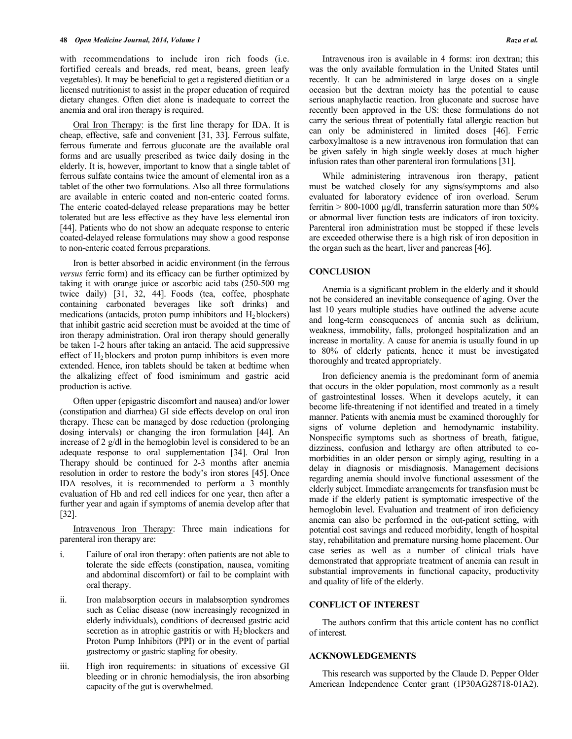with recommendations to include iron rich foods (i.e. fortified cereals and breads, red meat, beans, green leafy vegetables). It may be beneficial to get a registered dietitian or a licensed nutritionist to assist in the proper education of required dietary changes. Often diet alone is inadequate to correct the anemia and oral iron therapy is required.

Oral Iron Therapy: is the first line therapy for IDA. It is cheap, effective, safe and convenient [31, 33]. Ferrous sulfate, ferrous fumerate and ferrous gluconate are the available oral forms and are usually prescribed as twice daily dosing in the elderly. It is, however, important to know that a single tablet of ferrous sulfate contains twice the amount of elemental iron as a tablet of the other two formulations. Also all three formulations are available in enteric coated and non-enteric coated forms. The enteric coated-delayed release preparations may be better tolerated but are less effective as they have less elemental iron [44]. Patients who do not show an adequate response to enteric coated-delayed release formulations may show a good response to non-enteric coated ferrous preparations.

Iron is better absorbed in acidic environment (in the ferrous *versus* ferric form) and its efficacy can be further optimized by taking it with orange juice or ascorbic acid tabs (250-500 mg twice daily) [31, 32, 44]. Foods (tea, coffee, phosphate containing carbonated beverages like soft drinks) and medications (antacids, proton pump inhibitors and $H_2$ blockers) that inhibit gastric acid secretion must be avoided at the time of iron therapy administration. Oral iron therapy should generally be taken 1-2 hours after taking an antacid. The acid suppressive effect of $H_2$ blockers and proton pump inhibitors is even more extended. Hence, iron tablets should be taken at bedtime when the alkalizing effect of food isminimum and gastric acid production is active.

Often upper (epigastric discomfort and nausea) and/or lower (constipation and diarrhea) GI side effects develop on oral iron therapy. These can be managed by dose reduction (prolonging dosing intervals) or changing the iron formulation [44]. An increase of 2 g/dl in the hemoglobin level is considered to be an adequate response to oral supplementation [34]. Oral Iron Therapy should be continued for 2-3 months after anemia resolution in order to restore the body's iron stores [45]. Once IDA resolves, it is recommended to perform a 3 monthly evaluation of Hb and red cell indices for one year, then after a further year and again if symptoms of anemia develop after that [32].

Intravenous Iron Therapy: Three main indications for parenteral iron therapy are:

i. Failure of oral iron therapy: often patients are not able to tolerate the side effects (constipation, nausea, vomiting and abdominal discomfort) or fail to be complaint with oral therapy.

ii. Iron malabsorption occurs in malabsorption syndromes such as Celiac disease (now increasingly recognized in elderly individuals), conditions of decreased gastric acid secretion as in atrophic gastritis or with $H_2$ blockers and Proton Pump Inhibitors (PPI) or in the event of partial gastrectomy or gastric stapling for obesity.

iii. High iron requirements: in situations of excessive GI bleeding or in chronic hemodialysis, the iron absorbing capacity of the gut is overwhelmed.

Intravenous iron is available in 4 forms: iron dextran; this was the only available formulation in the United States until recently. It can be administered in large doses on a single occasion but the dextran moiety has the potential to cause serious anaphylactic reaction. Iron gluconate and sucrose have recently been approved in the US: these formulations do not carry the serious threat of potentially fatal allergic reaction but can only be administered in limited doses [46]. Ferric carboxylmaltose is a new intravenous iron formulation that can be given safely in high single weekly doses at much higher infusion rates than other parenteral iron formulations [31].

While administering intravenous iron therapy, patient must be watched closely for any signs/symptoms and also evaluated for laboratory evidence of iron overload. Serum ferritin > 800-1000 µg/dl, transferrin saturation more than 50% or abnormal liver function tests are indicators of iron toxicity. Parenteral iron administration must be stopped if these levels are exceeded otherwise there is a high risk of iron deposition in the organ such as the heart, liver and pancreas [46].

## CONCLUSION

Anemia is a significant problem in the elderly and it should not be considered an inevitable consequence of aging. Over the last 10 years multiple studies have outlined the adverse acute and long-term consequences of anemia such as delirium, weakness, immobility, falls, prolonged hospitalization and an increase in mortality. A cause for anemia is usually found in up to 80% of elderly patients, hence it must be investigated thoroughly and treated appropriately.

Iron deficiency anemia is the predominant form of anemia that occurs in the older population, most commonly as a result of gastrointestinal losses. When it develops acutely, it can become life-threatening if not identified and treated in a timely manner. Patients with anemia must be examined thoroughly for signs of volume depletion and hemodynamic instability. Nonspecific symptoms such as shortness of breath, fatigue, dizziness, confusion and lethargy are often attributed to co-morbidities in an older person or simply aging, resulting in a delay in diagnosis or misdiagnosis. Management decisions regarding anemia should involve functional assessment of the elderly subject. Immediate arrangements for transfusion must be made if the elderly patient is symptomatic irrespective of the hemoglobin level. Evaluation and treatment of iron deficiency anemia can also be performed in the out-patient setting, with potential cost savings and reduced morbidity, length of hospital stay, rehabilitation and premature nursing home placement. Our case series as well as a number of clinical trials have demonstrated that appropriate treatment of anemia can result in substantial improvements in functional capacity, productivity and quality of life of the elderly.

## CONFLICT OF INTEREST

The authors confirm that this article content has no conflict of interest.

## ACKNOWLEDGEMENTS

This research was supported by the Claude D. Pepper Older American Independence Center grant (1P30AG28718-01A2).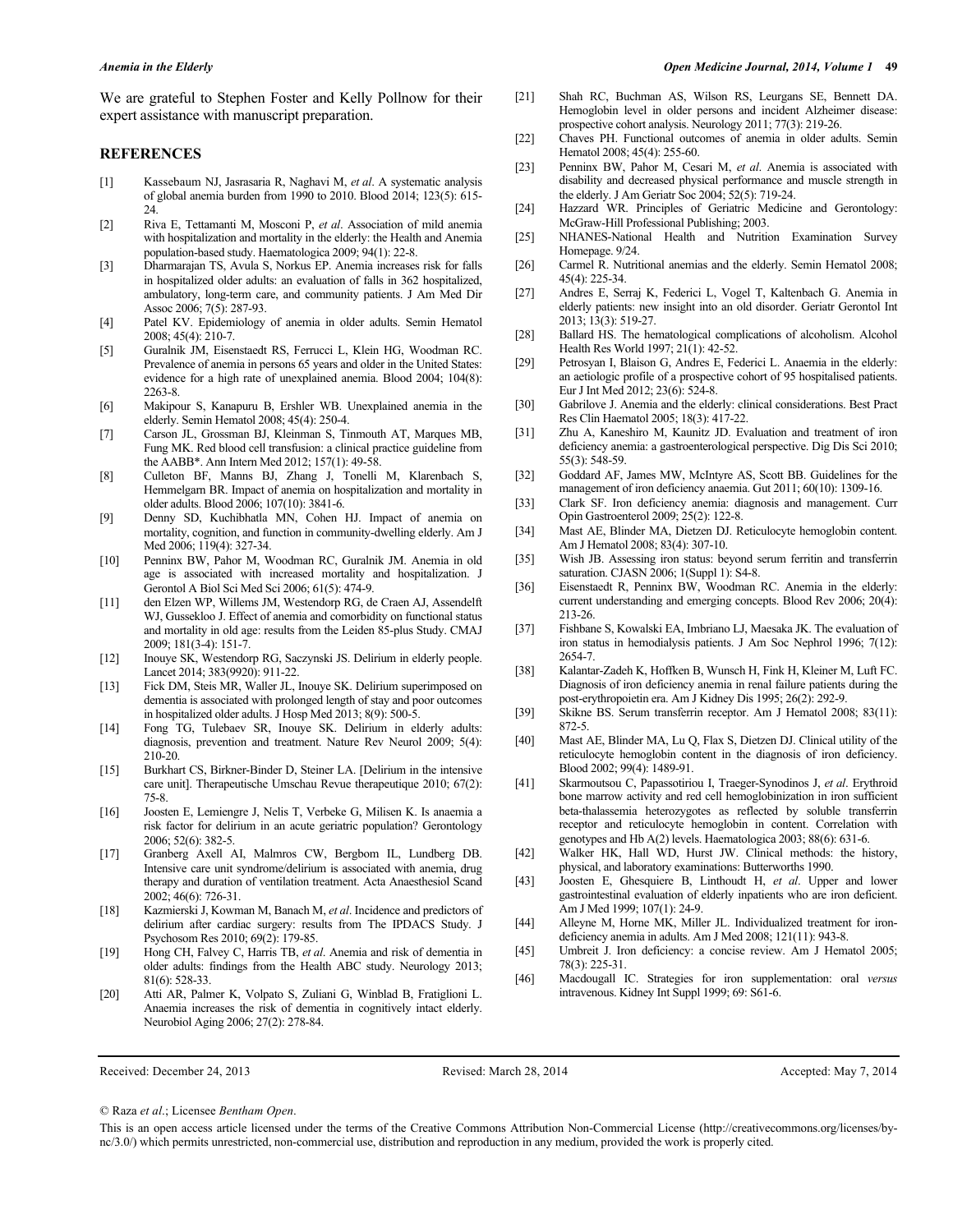We are grateful to Stephen Foster and Kelly Pollnow for their expert assistance with manuscript preparation.

## REFERENCES

[1] Kassebaum NJ, Jasrasaria R, Naghavi M, *et al*. A systematic analysis of global anemia burden from 1990 to 2010. Blood 2014; 123(5): 615-24.

[2] Riva E, Tettamanti M, Mosconi P, *et al*. Association of mild anemia with hospitalization and mortality in the elderly: the Health and Anemia population-based study. Haematologica 2009; 94(1): 22-8.

[3] Dharmarajan TS, Avula S, Norkus EP. Anemia increases risk for falls in hospitalized older adults: an evaluation of falls in 362 hospitalized, ambulatory, long-term care, and community patients. J Am Med Dir Assoc 2006; 7(5): 287-93.

[4] Patel KV. Epidemiology of anemia in older adults. Semin Hematol 2008; 45(4): 210-7.

[5] Guralnik JM, Eisenstaedt RS, Ferrucci L, Klein HG, Woodman RC. Prevalence of anemia in persons 65 years and older in the United States: evidence for a high rate of unexplained anemia. Blood 2004; 104(8): 2263-8.

[6] Makipour S, Kanapuru B, Ershler WB. Unexplained anemia in the elderly. Semin Hematol 2008; 45(4): 250-4.

[7] Carson JL, Grossman BJ, Kleinman S, Tinmouth AT, Marques MB, Fung MK. Red blood cell transfusion: a clinical practice guideline from the AABB*. Ann Intern Med 2012; 157(1): 49-58.

[8] Culleton BF, Manns BJ, Zhang J, Tonelli M, Klarenbach S, Hemmelgarn BR. Impact of anemia on hospitalization and mortality in older adults. Blood 2006; 107(10): 3841-6.

[9] Denny SD, Kuchibhatla MN, Cohen HJ. Impact of anemia on mortality, cognition, and function in community-dwelling elderly. Am J Med 2006; 119(4): 327-34.

[10] Penninx BW, Pahor M, Woodman RC, Guralnik JM. Anemia in old age is associated with increased mortality and hospitalization. J Gerontol A Biol Sci Med Sci 2006; 61(5): 474-9.

[11] den Elzen WP, Willems JM, Westendorp RG, de Craen AJ, Assendelft WJ, Gussekloo J. Effect of anemia and comorbidity on functional status and mortality in old age: results from the Leiden 85-plus Study. CMAJ 2009; 181(3-4): 151-7.

[12] Inouye SK, Westendorp RG, Saczynski JS. Delirium in elderly people. Lancet 2014; 383(9920): 911-22.

[13] Fick DM, Steis MR, Waller JL, Inouye SK. Delirium superimposed on dementia is associated with prolonged length of stay and poor outcomes in hospitalized older adults. J Hosp Med 2013; 8(9): 500-5.

[14] Fong TG, Tulebaev SR, Inouye SK. Delirium in elderly adults: diagnosis, prevention and treatment. Nature Rev Neurol 2009; 5(4): 210-20.

[15] Burkhart CS, Birkner-Binder D, Steiner LA. [Delirium in the intensive care unit]. Therapeutische Umschau Revue therapeutique 2010; 67(2): 75-8.

[16] Joosten E, Lemiengre J, Nelis T, Verbeke G, Milisen K. Is anaemia a risk factor for delirium in an acute geriatric population? Gerontology 2006; 52(6): 382-5.

[17] Granberg Axell AI, Malmros CW, Bergbom IL, Lundberg DB. Intensive care unit syndrome/delirium is associated with anemia, drug therapy and duration of ventilation treatment. Acta Anaesthesiol Scand 2002; 46(6): 726-31.

[18] Kazmierski J, Kowman M, Banach M, *et al*. Incidence and predictors of delirium after cardiac surgery: results from The IPDACS Study. J Psychosom Res 2010; 69(2): 179-85.

[19] Hong CH, Falvey C, Harris TB, *et al*. Anemia and risk of dementia in older adults: findings from the Health ABC study. Neurology 2013; 81(6): 528-33.

[20] Atti AR, Palmer K, Volpato S, Zuliani G, Winblad B, Fratiglioni L. Anaemia increases the risk of dementia in cognitively intact elderly. Neurobiol Aging 2006; 27(2): 278-84.

[21] Shah RC, Buchman AS, Wilson RS, Leurgans SE, Bennett DA. Hemoglobin level in older persons and incident Alzheimer disease: prospective cohort analysis. Neurology 2011; 77(3): 219-26.

[22] Chaves PH. Functional outcomes of anemia in older adults. Semin Hematol 2008; 45(4): 255-60.

[23] Penninx BW, Pahor M, Cesari M, *et al*. Anemia is associated with disability and decreased physical performance and muscle strength in the elderly. J Am Geriatr Soc 2004; 52(5): 719-24.

[24] Hazzard WR. Principles of Geriatric Medicine and Gerontology: McGraw-Hill Professional Publishing; 2003.

[25] NHANES-National Health and Nutrition Examination Survey Homepage. 9/24.

[26] Carmel R. Nutritional anemias and the elderly. Semin Hematol 2008; 45(4): 225-34.

[27] Andres E, Serraj K, Federici L, Vogel T, Kaltenbach G. Anemia in elderly patients: new insight into an old disorder. Geriatr Gerontol Int 2013; 13(3): 519-27.

[28] Ballard HS. The hematological complications of alcoholism. Alcohol Health Res World 1997; 21(1): 42-52.

[29] Petrosyan I, Blaison G, Andres E, Federici L. Anaemia in the elderly: an aetiologic profile of a prospective cohort of 95 hospitalised patients. Eur J Int Med 2012; 23(6): 524-8.

[30] Gabrilove J. Anemia and the elderly: clinical considerations. Best Pract Res Clin Haematol 2005; 18(3): 417-22.

[31] Zhu A, Kaneshiro M, Kaunitz JD. Evaluation and treatment of iron deficiency anemia: a gastroenterological perspective. Dig Dis Sci 2010; 55(3): 548-59.

[32] Goddard AF, James MW, McIntyre AS, Scott BB. Guidelines for the management of iron deficiency anaemia. Gut 2011; 60(10): 1309-16.

[33] Clark SF. Iron deficiency anemia: diagnosis and management. Curr Opin Gastroenterol 2009; 25(2): 122-8.

[34] Mast AE, Blinder MA, Dietzen DJ. Reticulocyte hemoglobin content. Am J Hematol 2008; 83(4): 307-10.

[35] Wish JB. Assessing iron status: beyond serum ferritin and transferrin saturation. CJASN 2006; 1(Suppl 1): S4-8.

[36] Eisenstaedt R, Penninx BW, Woodman RC. Anemia in the elderly: current understanding and emerging concepts. Blood Rev 2006; 20(4): 213-26.

[37] Fishbane S, Kowalski EA, Imbriano LJ, Maesaka JK. The evaluation of iron status in hemodialysis patients. J Am Soc Nephrol 1996; 7(12): 2654-7.

[38] Kalantar-Zadeh K, Hoffken B, Wunsch H, Fink H, Kleiner M, Luft FC. Diagnosis of iron deficiency anemia in renal failure patients during the post-erythropoietin era. Am J Kidney Dis 1995; 26(2): 292-9.

[39] Skikne BS. Serum transferrin receptor. Am J Hematol 2008; 83(11): 872-5.

[40] Mast AE, Blinder MA, Lu Q, Flax S, Dietzen DJ. Clinical utility of the reticulocyte hemoglobin content in the diagnosis of iron deficiency. Blood 2002; 99(4): 1489-91.

[41] Skarmoutsou C, Papassotiriou I, Traeger-Synodinos J, *et al*. Erythroid bone marrow activity and red cell hemoglobinization in iron sufficient beta-thalassemia heterozygotes as reflected by soluble transferrin receptor and reticulocyte hemoglobin in content. Correlation with genotypes and Hb A(2) levels. Haematologica 2003; 88(6): 631-6.

[42] Walker HK, Hall WD, Hurst JW. Clinical methods: the history, physical, and laboratory examinations: Butterworths 1990.

[43] Joosten E, Ghesquiere B, Linthoudt H, *et al*. Upper and lower gastrointestinal evaluation of elderly inpatients who are iron deficient. Am J Med 1999; 107(1): 24-9.

[44] Alleyne M, Horne MK, Miller JL. Individualized treatment for iron-deficiency anemia in adults. Am J Med 2008; 121(11): 943-8.

[45] Umbreit J. Iron deficiency: a concise review. Am J Hematol 2005; 78(3): 225-31.

[46] Macdougall IC. Strategies for iron supplementation: oral *versus* intravenous. Kidney Int Suppl 1999; 69: S61-6.

Received: December 24, 2013 Revised: March 28, 2014 Accepted: May 7, 2014

© Raza *et al*.; Licensee *Bentham Open*.

This is an open access article licensed under the terms of the Creative Commons Attribution Non-Commercial License (http://creativecommons.org/licenses/by-nc/3.0/) which permits unrestricted, non-commercial use, distribution and reproduction in any medium, provided the work is properly cited.